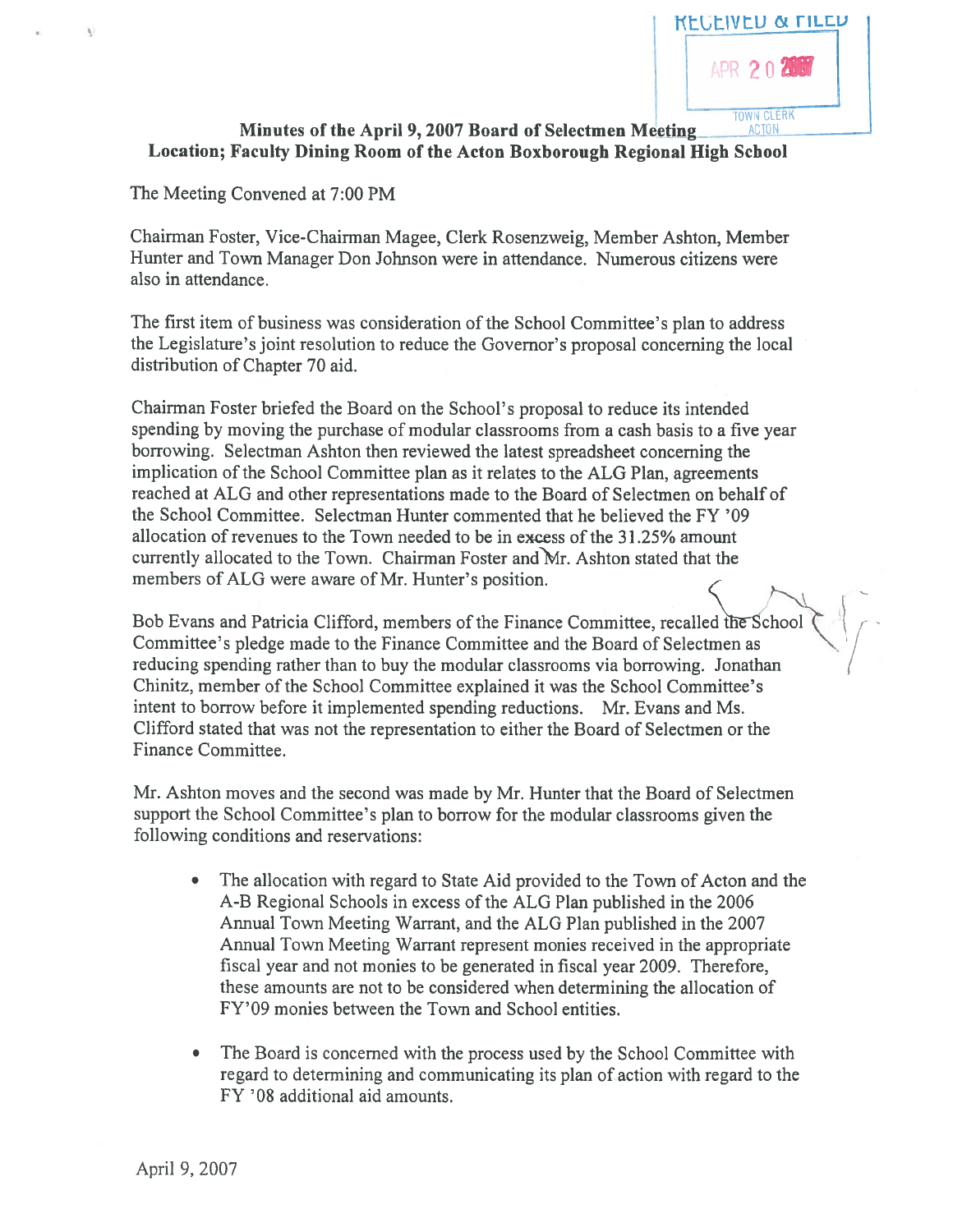**RECEIVED & FILED**

**APR 20 2007**

**TOWN CLERK ACTON**

**Minutes of the April 9, 2007 Board of Selectmen Meeting**
**Location; Faculty Dining Room of the Acton Boxborough Regional High School**

The Meeting Convened at 7:00 PM

Chairman Foster, Vice-Chairman Magee, Clerk Rosenzweig, Member Ashton, Member Hunter and Town Manager Don Johnson were in attendance. Numerous citizens were also in attendance.

The first item of business was consideration of the School Committee's plan to address the Legislature's joint resolution to reduce the Governor's proposal concerning the local distribution of Chapter 70 aid.

Chairman Foster briefed the Board on the School's proposal to reduce its intended spending by moving the purchase of modular classrooms from a cash basis to a five year borrowing. Selectman Ashton then reviewed the latest spreadsheet concerning the implication of the School Committee plan as it relates to the ALG Plan, agreements reached at ALG and other representations made to the Board of Selectmen on behalf of the School Committee. Selectman Hunter commented that he believed the FY '09 allocation of revenues to the Town needed to be in excess of the 31.25% amount currently allocated to the Town. Chairman Foster and Mr. Ashton stated that the members of ALG were aware of Mr. Hunter's position.

Bob Evans and Patricia Clifford, members of the Finance Committee, recalled the School Committee's pledge made to the Finance Committee and the Board of Selectmen as reducing spending rather than to buy the modular classrooms via borrowing. Jonathan Chinitz, member of the School Committee explained it was the School Committee's intent to borrow before it implemented spending reductions. Mr. Evans and Ms. Clifford stated that was not the representation to either the Board of Selectmen or the Finance Committee.

Mr. Ashton moves and the second was made by Mr. Hunter that the Board of Selectmen support the School Committee's plan to borrow for the modular classrooms given the following conditions and reservations:

- The allocation with regard to State Aid provided to the Town of Acton and the A-B Regional Schools in excess of the ALG Plan published in the 2006 Annual Town Meeting Warrant, and the ALG Plan published in the 2007 Annual Town Meeting Warrant represent monies received in the appropriate fiscal year and not monies to be generated in fiscal year 2009. Therefore, these amounts are not to be considered when determining the allocation of FY'09 monies between the Town and School entities.

- The Board is concerned with the process used by the School Committee with regard to determining and communicating its plan of action with regard to the FY '08 additional aid amounts.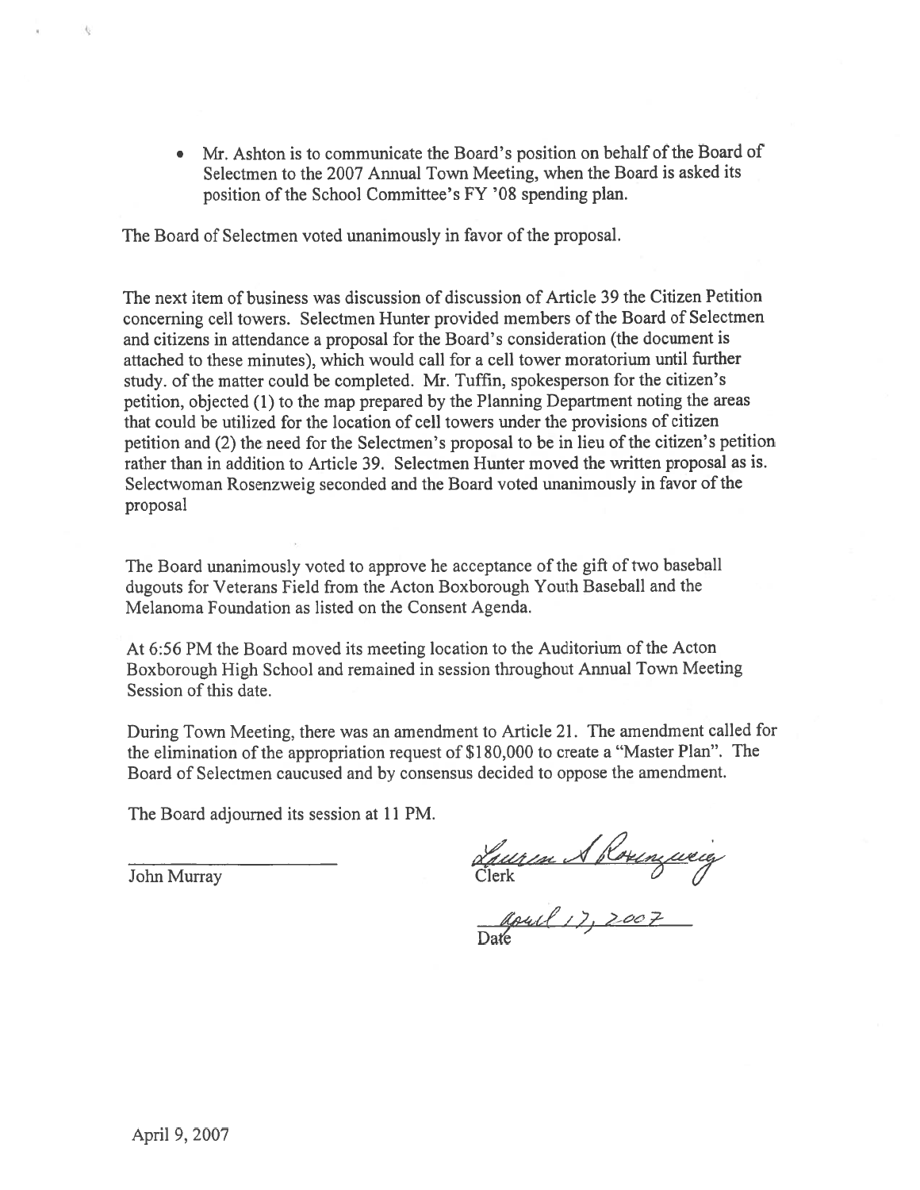- Mr. Ashton is to communicate the Board's position on behalf of the Board of Selectmen to the 2007 Annual Town Meeting, when the Board is asked its position of the School Committee's FY '08 spending plan.

The Board of Selectmen voted unanimously in favor of the proposal.

The next item of business was discussion of discussion of Article 39 the Citizen Petition concerning cell towers. Selectmen Hunter provided members of the Board of Selectmen and citizens in attendance a proposal for the Board's consideration (the document is attached to these minutes), which would call for a cell tower moratorium until further study. of the matter could be completed. Mr. Tuffin, spokesperson for the citizen's petition, objected (1) to the map prepared by the Planning Department noting the areas that could be utilized for the location of cell towers under the provisions of citizen petition and (2) the need for the Selectmen's proposal to be in lieu of the citizen's petition rather than in addition to Article 39. Selectmen Hunter moved the written proposal as is. Selectwoman Rosenzweig seconded and the Board voted unanimously in favor of the proposal

The Board unanimously voted to approve he acceptance of the gift of two baseball dugouts for Veterans Field from the Acton Boxborough Youth Baseball and the Melanoma Foundation as listed on the Consent Agenda.

At 6:56 PM the Board moved its meeting location to the Auditorium of the Acton Boxborough High School and remained in session throughout Annual Town Meeting Session of this date.

During Town Meeting, there was an amendment to Article 21. The amendment called for the elimination of the appropriation request of $180,000 to create a "Master Plan". The Board of Selectmen caucused and by consensus decided to oppose the amendment.

The Board adjourned its session at 11 PM.

John Murray

Lauren S Rosenzweig
Clerk

April 17, 2007
Date

April 9, 2007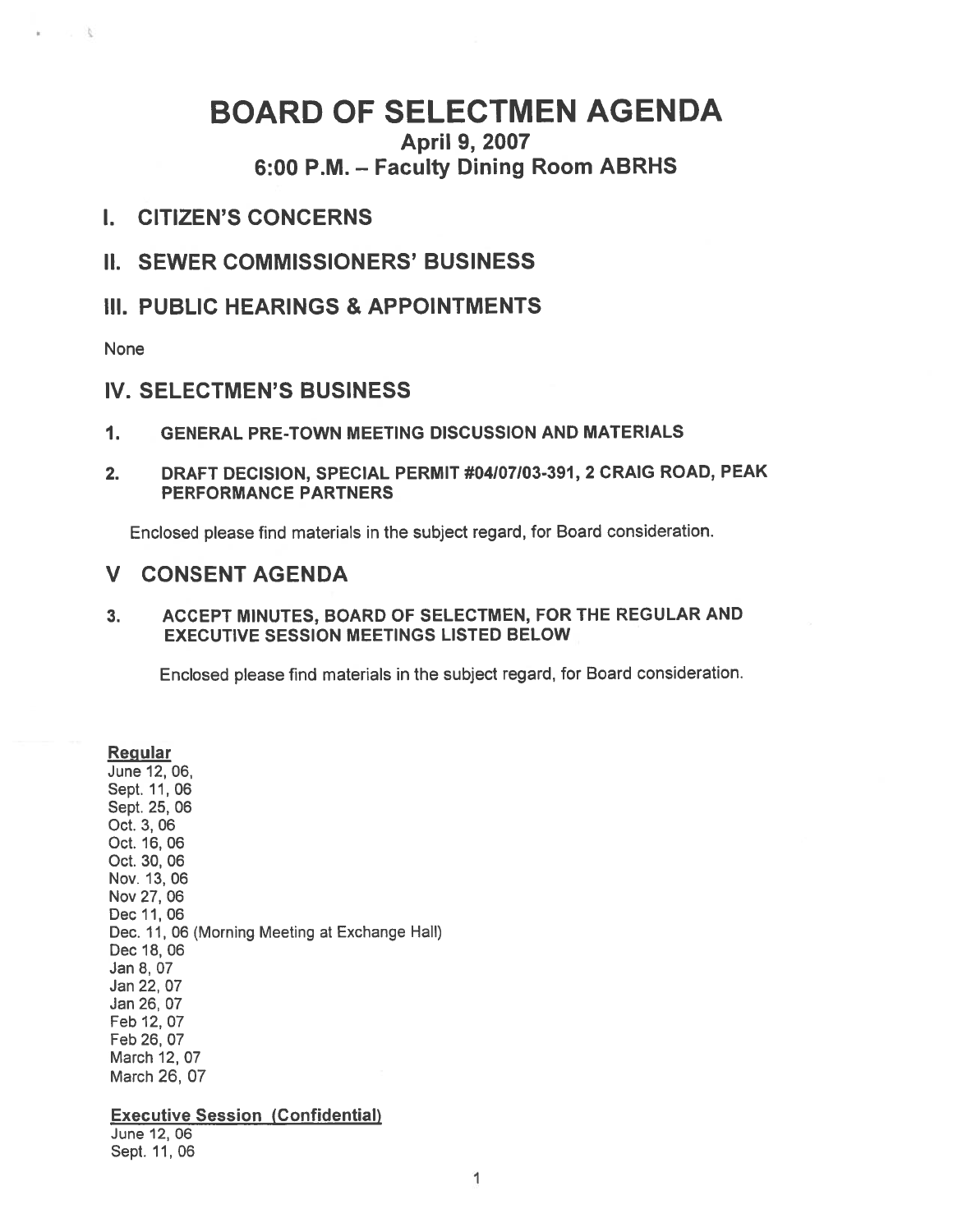# BOARD OF SELECTMEN AGENDA

## April 9, 2007

## 6:00 P.M. – Faculty Dining Room ABRHS

## I. CITIZEN'S CONCERNS

## II. SEWER COMMISSIONERS' BUSINESS

## III. PUBLIC HEARINGS & APPOINTMENTS

None

## IV. SELECTMEN'S BUSINESS

1. **GENERAL PRE-TOWN MEETING DISCUSSION AND MATERIALS**

2. **DRAFT DECISION, SPECIAL PERMIT #04/07/03-391, 2 CRAIG ROAD, PEAK PERFORMANCE PARTNERS**

   Enclosed please find materials in the subject regard, for Board consideration.

## V CONSENT AGENDA

3. **ACCEPT MINUTES, BOARD OF SELECTMEN, FOR THE REGULAR AND EXECUTIVE SESSION MEETINGS LISTED BELOW**

   Enclosed please find materials in the subject regard, for Board consideration.

**Regular**

June 12, 06,
Sept. 11, 06
Sept. 25, 06
Oct. 3, 06
Oct. 16, 06
Oct. 30, 06
Nov. 13, 06
Nov 27, 06
Dec 11, 06
Dec. 11, 06 (Morning Meeting at Exchange Hall)
Dec 18, 06
Jan 8, 07
Jan 22, 07
Jan 26, 07
Feb 12, 07
Feb 26, 07
March 12, 07
March 26, 07

**Executive Session (Confidential)**

June 12, 06
Sept. 11, 06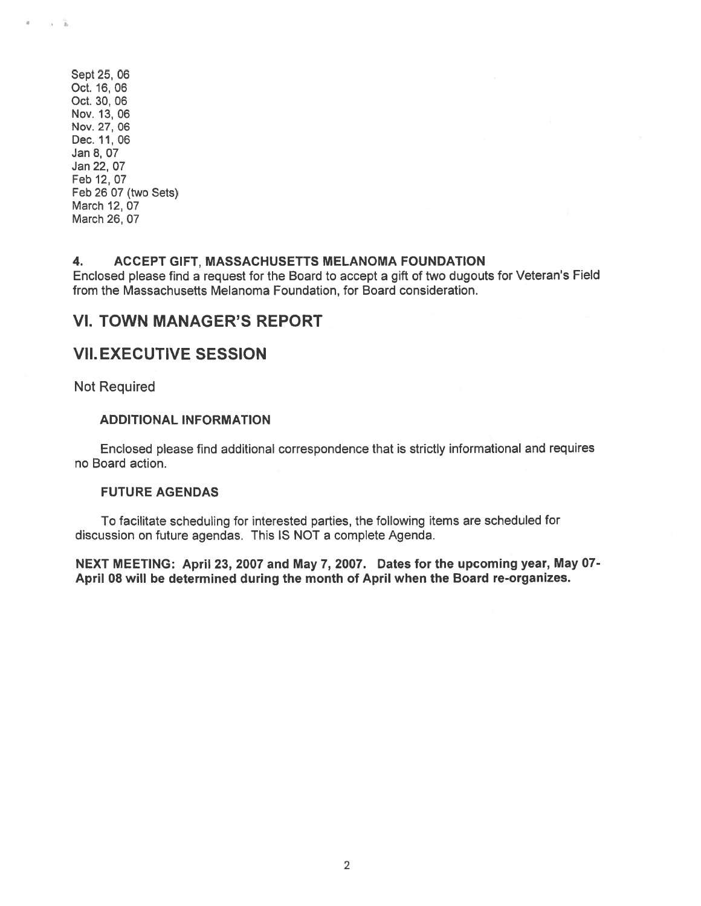Sept 25, 06
Oct. 16, 06
Oct. 30, 06
Nov. 13, 06
Nov. 27, 06
Dec. 11, 06
Jan 8, 07
Jan 22, 07
Feb 12, 07
Feb 26 07 (two Sets)
March 12, 07
March 26, 07

#### 4. ACCEPT GIFT, MASSACHUSETTS MELANOMA FOUNDATION

Enclosed please find a request for the Board to accept a gift of two dugouts for Veteran's Field from the Massachusetts Melanoma Foundation, for Board consideration.

## VI. TOWN MANAGER'S REPORT

## VII. EXECUTIVE SESSION

Not Required

#### ADDITIONAL INFORMATION

Enclosed please find additional correspondence that is strictly informational and requires no Board action.

#### FUTURE AGENDAS

To facilitate scheduling for interested parties, the following items are scheduled for discussion on future agendas. This IS NOT a complete Agenda.

**NEXT MEETING: April 23, 2007 and May 7, 2007. Dates for the upcoming year, May 07-April 08 will be determined during the month of April when the Board re-organizes.**